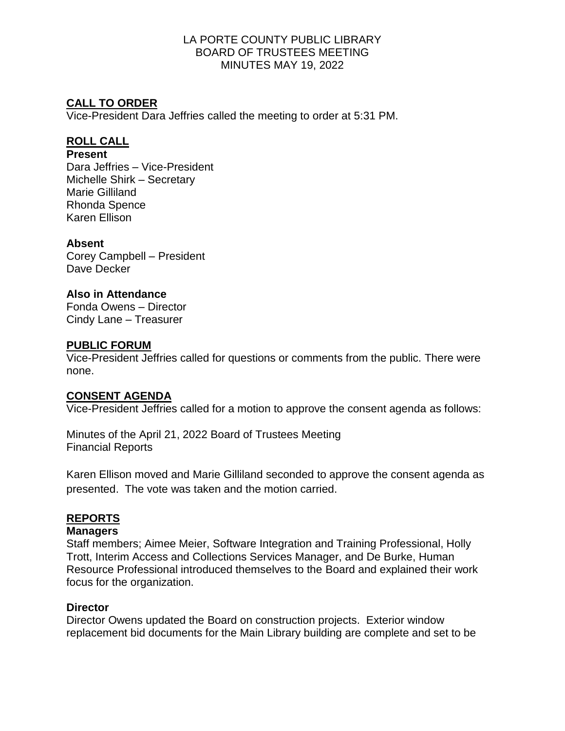# LA PORTE COUNTY PUBLIC LIBRARY
# BOARD OF TRUSTEES MEETING
# MINUTES MAY 19, 2022

## CALL TO ORDER

Vice-President Dara Jeffries called the meeting to order at 5:31 PM.

## ROLL CALL

**Present**

Dara Jeffries – Vice-President
Michelle Shirk – Secretary
Marie Gilliland
Rhonda Spence
Karen Ellison

**Absent**

Corey Campbell – President
Dave Decker

**Also in Attendance**

Fonda Owens – Director
Cindy Lane – Treasurer

## PUBLIC FORUM

Vice-President Jeffries called for questions or comments from the public. There were none.

## CONSENT AGENDA

Vice-President Jeffries called for a motion to approve the consent agenda as follows:

Minutes of the April 21, 2022 Board of Trustees Meeting
Financial Reports

Karen Ellison moved and Marie Gilliland seconded to approve the consent agenda as presented. The vote was taken and the motion carried.

## REPORTS

**Managers**

Staff members; Aimee Meier, Software Integration and Training Professional, Holly Trott, Interim Access and Collections Services Manager, and De Burke, Human Resource Professional introduced themselves to the Board and explained their work focus for the organization.

**Director**

Director Owens updated the Board on construction projects. Exterior window replacement bid documents for the Main Library building are complete and set to be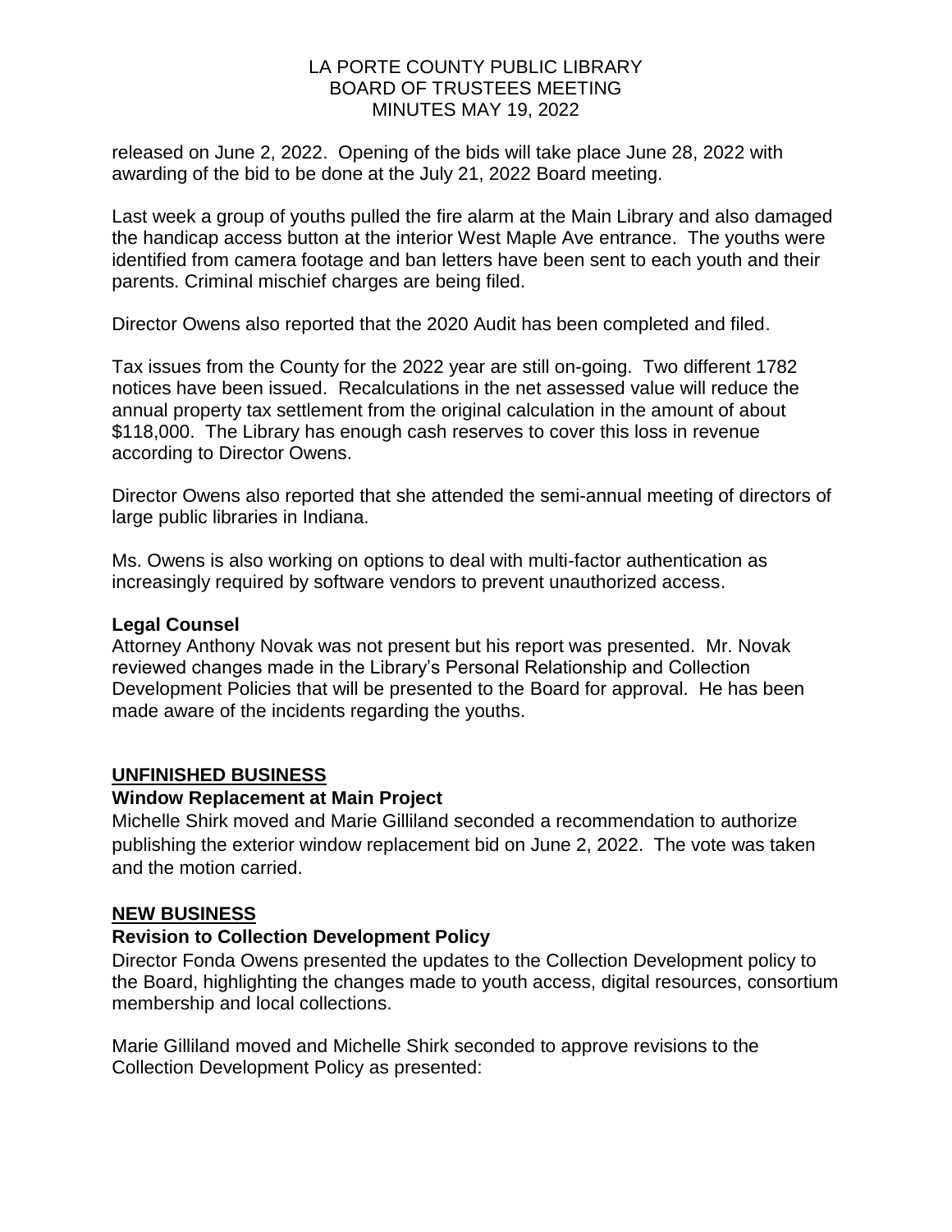released on June 2, 2022. Opening of the bids will take place June 28, 2022 with awarding of the bid to be done at the July 21, 2022 Board meeting.

Last week a group of youths pulled the fire alarm at the Main Library and also damaged the handicap access button at the interior West Maple Ave entrance. The youths were identified from camera footage and ban letters have been sent to each youth and their parents. Criminal mischief charges are being filed.

Director Owens also reported that the 2020 Audit has been completed and filed.

Tax issues from the County for the 2022 year are still on-going. Two different 1782 notices have been issued. Recalculations in the net assessed value will reduce the annual property tax settlement from the original calculation in the amount of about $118,000. The Library has enough cash reserves to cover this loss in revenue according to Director Owens.

Director Owens also reported that she attended the semi-annual meeting of directors of large public libraries in Indiana.

Ms. Owens is also working on options to deal with multi-factor authentication as increasingly required by software vendors to prevent unauthorized access.

**Legal Counsel**

Attorney Anthony Novak was not present but his report was presented. Mr. Novak reviewed changes made in the Library's Personal Relationship and Collection Development Policies that will be presented to the Board for approval. He has been made aware of the incidents regarding the youths.

## UNFINISHED BUSINESS

**Window Replacement at Main Project**

Michelle Shirk moved and Marie Gilliland seconded a recommendation to authorize publishing the exterior window replacement bid on June 2, 2022. The vote was taken and the motion carried.

## NEW BUSINESS

**Revision to Collection Development Policy**

Director Fonda Owens presented the updates to the Collection Development policy to the Board, highlighting the changes made to youth access, digital resources, consortium membership and local collections.

Marie Gilliland moved and Michelle Shirk seconded to approve revisions to the Collection Development Policy as presented: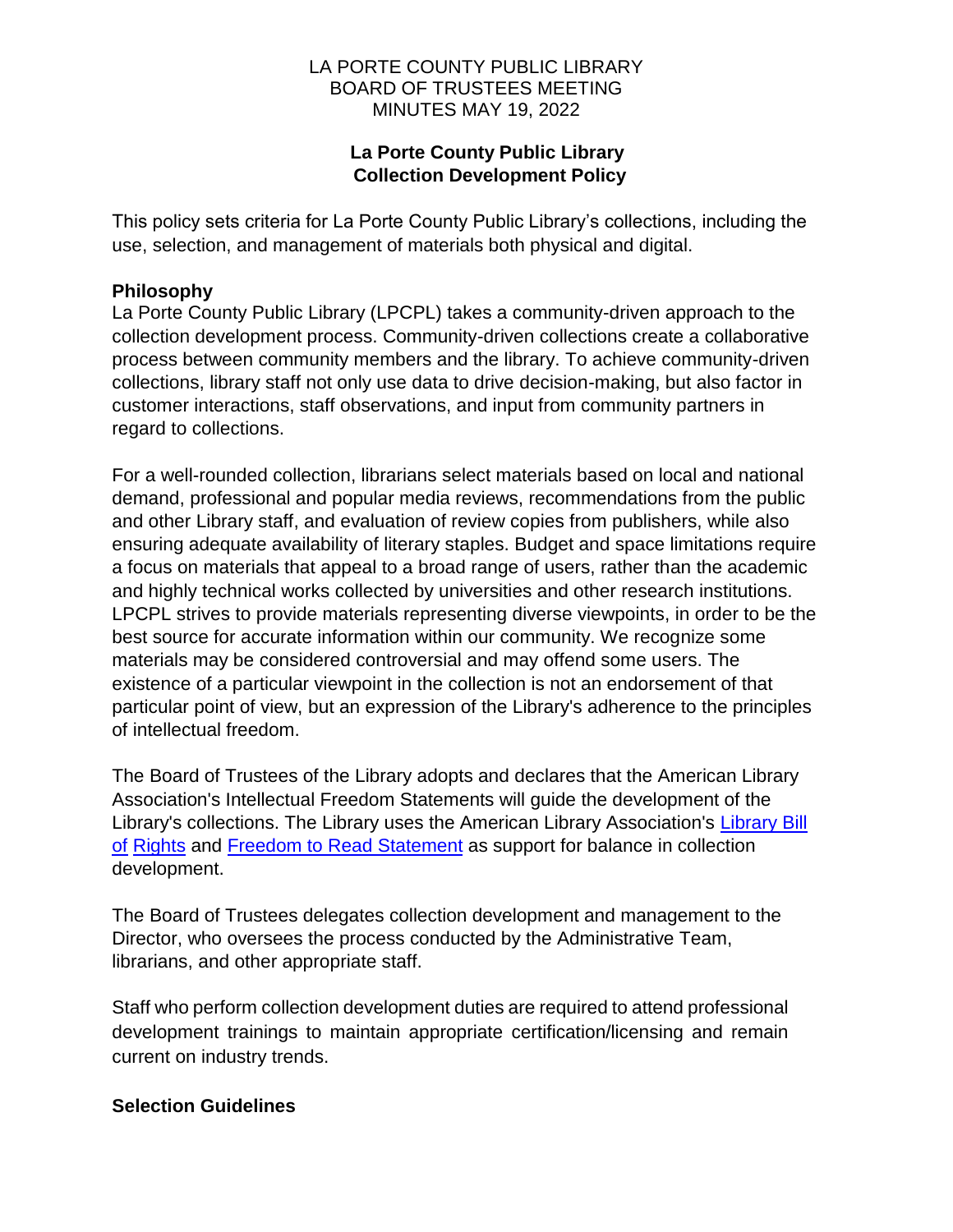LA PORTE COUNTY PUBLIC LIBRARY
BOARD OF TRUSTEES MEETING
MINUTES MAY 19, 2022

## La Porte County Public Library Collection Development Policy

This policy sets criteria for La Porte County Public Library's collections, including the use, selection, and management of materials both physical and digital.

### Philosophy

La Porte County Public Library (LPCPL) takes a community-driven approach to the collection development process. Community-driven collections create a collaborative process between community members and the library. To achieve community-driven collections, library staff not only use data to drive decision-making, but also factor in customer interactions, staff observations, and input from community partners in regard to collections.

For a well-rounded collection, librarians select materials based on local and national demand, professional and popular media reviews, recommendations from the public and other Library staff, and evaluation of review copies from publishers, while also ensuring adequate availability of literary staples. Budget and space limitations require a focus on materials that appeal to a broad range of users, rather than the academic and highly technical works collected by universities and other research institutions. LPCPL strives to provide materials representing diverse viewpoints, in order to be the best source for accurate information within our community. We recognize some materials may be considered controversial and may offend some users. The existence of a particular viewpoint in the collection is not an endorsement of that particular point of view, but an expression of the Library's adherence to the principles of intellectual freedom.

The Board of Trustees of the Library adopts and declares that the American Library Association's Intellectual Freedom Statements will guide the development of the Library's collections. The Library uses the American Library Association's Library Bill of Rights and Freedom to Read Statement as support for balance in collection development.

The Board of Trustees delegates collection development and management to the Director, who oversees the process conducted by the Administrative Team, librarians, and other appropriate staff.

Staff who perform collection development duties are required to attend professional development trainings to maintain appropriate certification/licensing and remain current on industry trends.

### Selection Guidelines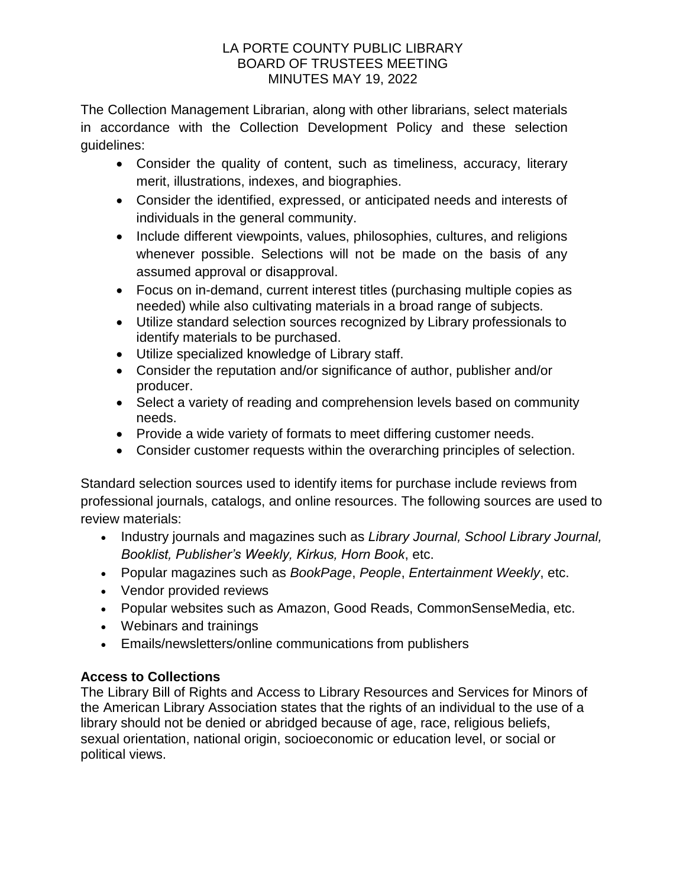The Collection Management Librarian, along with other librarians, select materials in accordance with the Collection Development Policy and these selection guidelines:

- Consider the quality of content, such as timeliness, accuracy, literary merit, illustrations, indexes, and biographies.
- Consider the identified, expressed, or anticipated needs and interests of individuals in the general community.
- Include different viewpoints, values, philosophies, cultures, and religions whenever possible. Selections will not be made on the basis of any assumed approval or disapproval.
- Focus on in-demand, current interest titles (purchasing multiple copies as needed) while also cultivating materials in a broad range of subjects.
- Utilize standard selection sources recognized by Library professionals to identify materials to be purchased.
- Utilize specialized knowledge of Library staff.
- Consider the reputation and/or significance of author, publisher and/or producer.
- Select a variety of reading and comprehension levels based on community needs.
- Provide a wide variety of formats to meet differing customer needs.
- Consider customer requests within the overarching principles of selection.

Standard selection sources used to identify items for purchase include reviews from professional journals, catalogs, and online resources. The following sources are used to review materials:

- Industry journals and magazines such as *Library Journal, School Library Journal, Booklist, Publisher's Weekly, Kirkus, Horn Book*, etc.
- Popular magazines such as *BookPage*, *People*, *Entertainment Weekly*, etc.
- Vendor provided reviews
- Popular websites such as Amazon, Good Reads, CommonSenseMedia, etc.
- Webinars and trainings
- Emails/newsletters/online communications from publishers

**Access to Collections**

The Library Bill of Rights and Access to Library Resources and Services for Minors of the American Library Association states that the rights of an individual to the use of a library should not be denied or abridged because of age, race, religious beliefs, sexual orientation, national origin, socioeconomic or education level, or social or political views.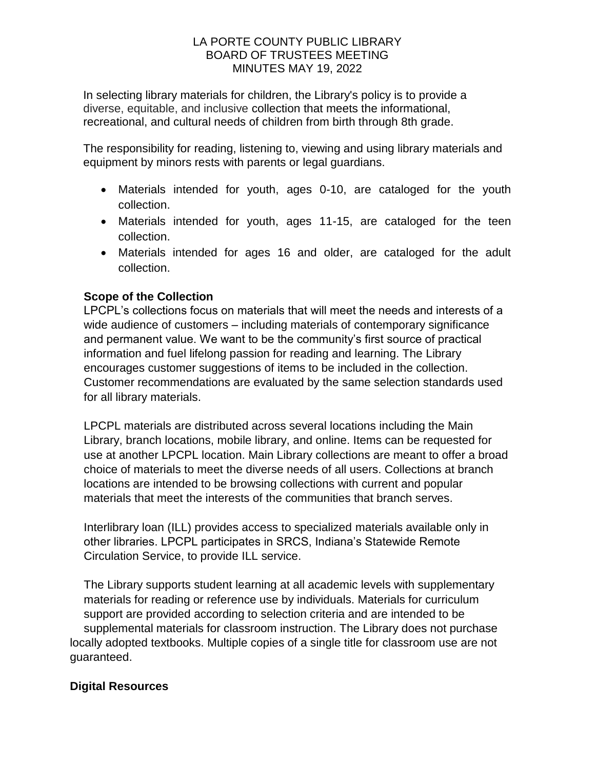In selecting library materials for children, the Library's policy is to provide a diverse, equitable, and inclusive collection that meets the informational, recreational, and cultural needs of children from birth through 8th grade.

The responsibility for reading, listening to, viewing and using library materials and equipment by minors rests with parents or legal guardians.

- Materials intended for youth, ages 0-10, are cataloged for the youth collection.
- Materials intended for youth, ages 11-15, are cataloged for the teen collection.
- Materials intended for ages 16 and older, are cataloged for the adult collection.

**Scope of the Collection**

LPCPL's collections focus on materials that will meet the needs and interests of a wide audience of customers – including materials of contemporary significance and permanent value. We want to be the community's first source of practical information and fuel lifelong passion for reading and learning. The Library encourages customer suggestions of items to be included in the collection. Customer recommendations are evaluated by the same selection standards used for all library materials.

LPCPL materials are distributed across several locations including the Main Library, branch locations, mobile library, and online. Items can be requested for use at another LPCPL location. Main Library collections are meant to offer a broad choice of materials to meet the diverse needs of all users. Collections at branch locations are intended to be browsing collections with current and popular materials that meet the interests of the communities that branch serves.

Interlibrary loan (ILL) provides access to specialized materials available only in other libraries. LPCPL participates in SRCS, Indiana's Statewide Remote Circulation Service, to provide ILL service.

The Library supports student learning at all academic levels with supplementary materials for reading or reference use by individuals. Materials for curriculum support are provided according to selection criteria and are intended to be supplemental materials for classroom instruction. The Library does not purchase locally adopted textbooks. Multiple copies of a single title for classroom use are not guaranteed.

**Digital Resources**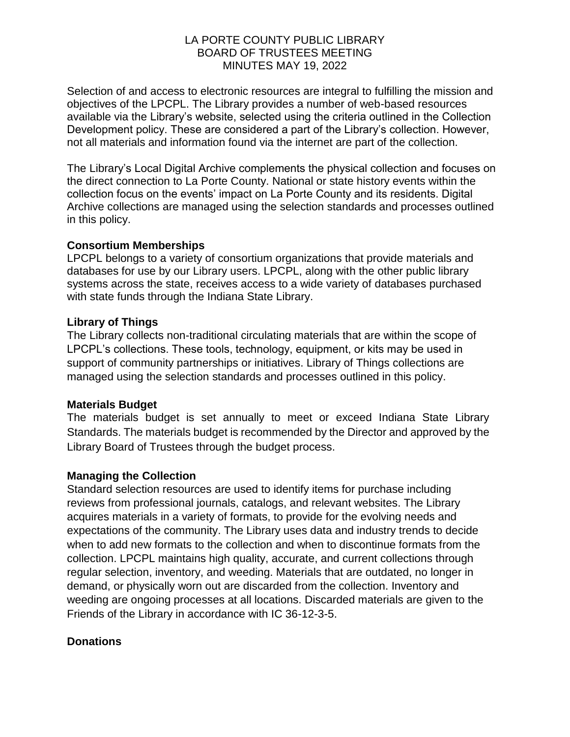Selection of and access to electronic resources are integral to fulfilling the mission and objectives of the LPCPL. The Library provides a number of web-based resources available via the Library's website, selected using the criteria outlined in the Collection Development policy. These are considered a part of the Library's collection. However, not all materials and information found via the internet are part of the collection.

The Library's Local Digital Archive complements the physical collection and focuses on the direct connection to La Porte County. National or state history events within the collection focus on the events' impact on La Porte County and its residents. Digital Archive collections are managed using the selection standards and processes outlined in this policy.

**Consortium Memberships**

LPCPL belongs to a variety of consortium organizations that provide materials and databases for use by our Library users. LPCPL, along with the other public library systems across the state, receives access to a wide variety of databases purchased with state funds through the Indiana State Library.

**Library of Things**

The Library collects non-traditional circulating materials that are within the scope of LPCPL's collections. These tools, technology, equipment, or kits may be used in support of community partnerships or initiatives. Library of Things collections are managed using the selection standards and processes outlined in this policy.

**Materials Budget**

The materials budget is set annually to meet or exceed Indiana State Library Standards. The materials budget is recommended by the Director and approved by the Library Board of Trustees through the budget process.

**Managing the Collection**

Standard selection resources are used to identify items for purchase including reviews from professional journals, catalogs, and relevant websites. The Library acquires materials in a variety of formats, to provide for the evolving needs and expectations of the community. The Library uses data and industry trends to decide when to add new formats to the collection and when to discontinue formats from the collection. LPCPL maintains high quality, accurate, and current collections through regular selection, inventory, and weeding. Materials that are outdated, no longer in demand, or physically worn out are discarded from the collection. Inventory and weeding are ongoing processes at all locations. Discarded materials are given to the Friends of the Library in accordance with IC 36-12-3-5.

**Donations**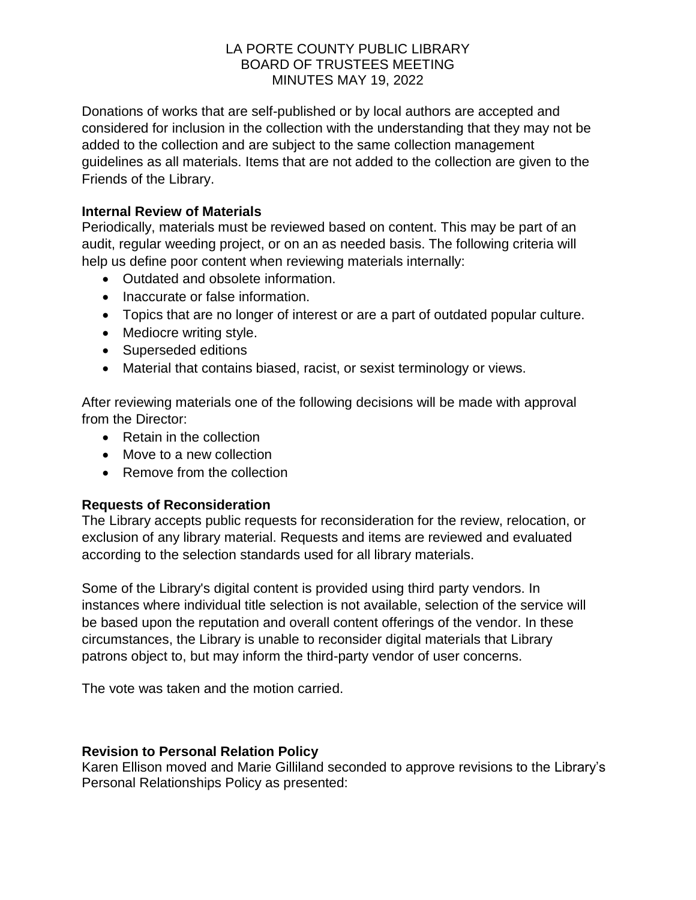Donations of works that are self-published or by local authors are accepted and considered for inclusion in the collection with the understanding that they may not be added to the collection and are subject to the same collection management guidelines as all materials. Items that are not added to the collection are given to the Friends of the Library.

**Internal Review of Materials**
Periodically, materials must be reviewed based on content. This may be part of an audit, regular weeding project, or on an as needed basis. The following criteria will help us define poor content when reviewing materials internally:

- Outdated and obsolete information.
- Inaccurate or false information.
- Topics that are no longer of interest or are a part of outdated popular culture.
- Mediocre writing style.
- Superseded editions
- Material that contains biased, racist, or sexist terminology or views.

After reviewing materials one of the following decisions will be made with approval from the Director:

- Retain in the collection
- Move to a new collection
- Remove from the collection

**Requests of Reconsideration**
The Library accepts public requests for reconsideration for the review, relocation, or exclusion of any library material. Requests and items are reviewed and evaluated according to the selection standards used for all library materials.

Some of the Library's digital content is provided using third party vendors. In instances where individual title selection is not available, selection of the service will be based upon the reputation and overall content offerings of the vendor. In these circumstances, the Library is unable to reconsider digital materials that Library patrons object to, but may inform the third-party vendor of user concerns.

The vote was taken and the motion carried.

**Revision to Personal Relation Policy**
Karen Ellison moved and Marie Gilliland seconded to approve revisions to the Library's Personal Relationships Policy as presented: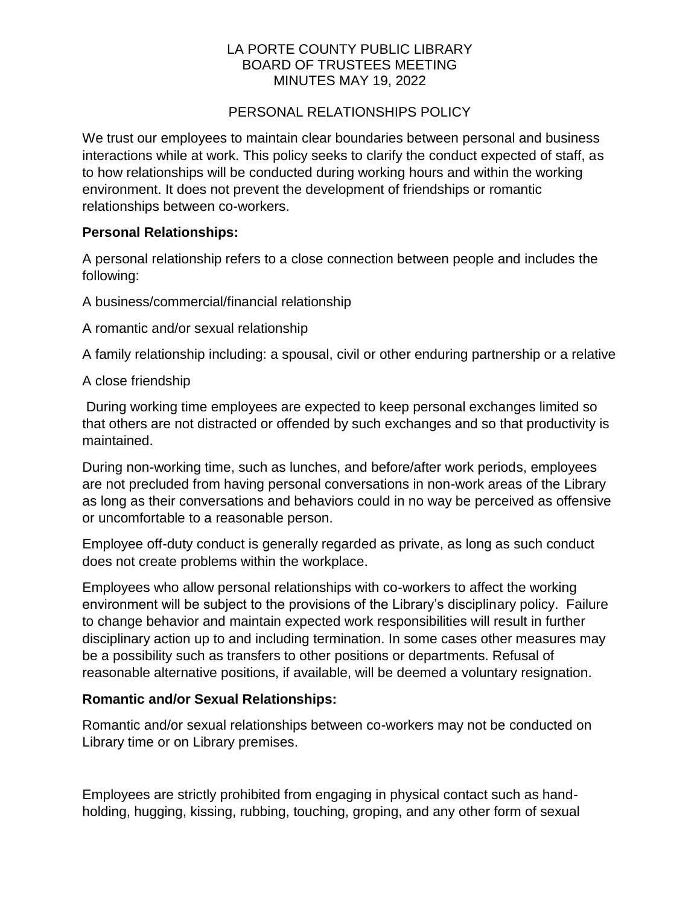LA PORTE COUNTY PUBLIC LIBRARY
BOARD OF TRUSTEES MEETING
MINUTES MAY 19, 2022

PERSONAL RELATIONSHIPS POLICY

We trust our employees to maintain clear boundaries between personal and business interactions while at work. This policy seeks to clarify the conduct expected of staff, as to how relationships will be conducted during working hours and within the working environment. It does not prevent the development of friendships or romantic relationships between co-workers.

**Personal Relationships:**

A personal relationship refers to a close connection between people and includes the following:

A business/commercial/financial relationship

A romantic and/or sexual relationship

A family relationship including: a spousal, civil or other enduring partnership or a relative

A close friendship

During working time employees are expected to keep personal exchanges limited so that others are not distracted or offended by such exchanges and so that productivity is maintained.

During non-working time, such as lunches, and before/after work periods, employees are not precluded from having personal conversations in non-work areas of the Library as long as their conversations and behaviors could in no way be perceived as offensive or uncomfortable to a reasonable person.

Employee off-duty conduct is generally regarded as private, as long as such conduct does not create problems within the workplace.

Employees who allow personal relationships with co-workers to affect the working environment will be subject to the provisions of the Library's disciplinary policy. Failure to change behavior and maintain expected work responsibilities will result in further disciplinary action up to and including termination. In some cases other measures may be a possibility such as transfers to other positions or departments. Refusal of reasonable alternative positions, if available, will be deemed a voluntary resignation.

**Romantic and/or Sexual Relationships:**

Romantic and/or sexual relationships between co-workers may not be conducted on Library time or on Library premises.

Employees are strictly prohibited from engaging in physical contact such as hand-holding, hugging, kissing, rubbing, touching, groping, and any other form of sexual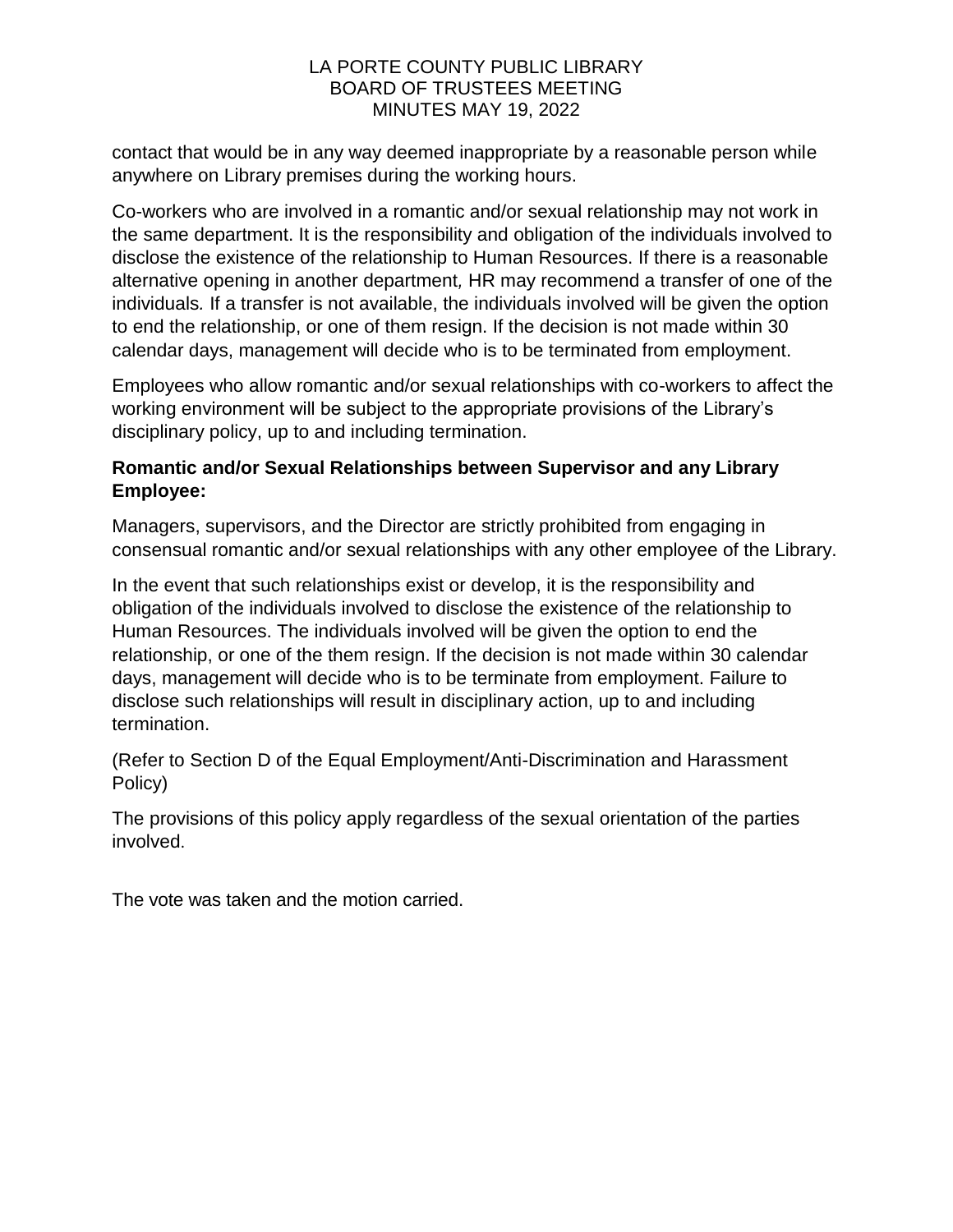contact that would be in any way deemed inappropriate by a reasonable person while anywhere on Library premises during the working hours.

Co-workers who are involved in a romantic and/or sexual relationship may not work in the same department. It is the responsibility and obligation of the individuals involved to disclose the existence of the relationship to Human Resources. If there is a reasonable alternative opening in another department, HR may recommend a transfer of one of the individuals. If a transfer is not available, the individuals involved will be given the option to end the relationship, or one of them resign. If the decision is not made within 30 calendar days, management will decide who is to be terminated from employment.

Employees who allow romantic and/or sexual relationships with co-workers to affect the working environment will be subject to the appropriate provisions of the Library's disciplinary policy, up to and including termination.

**Romantic and/or Sexual Relationships between Supervisor and any Library Employee:**

Managers, supervisors, and the Director are strictly prohibited from engaging in consensual romantic and/or sexual relationships with any other employee of the Library.

In the event that such relationships exist or develop, it is the responsibility and obligation of the individuals involved to disclose the existence of the relationship to Human Resources. The individuals involved will be given the option to end the relationship, or one of the them resign. If the decision is not made within 30 calendar days, management will decide who is to be terminate from employment. Failure to disclose such relationships will result in disciplinary action, up to and including termination.

(Refer to Section D of the Equal Employment/Anti-Discrimination and Harassment Policy)

The provisions of this policy apply regardless of the sexual orientation of the parties involved.

The vote was taken and the motion carried.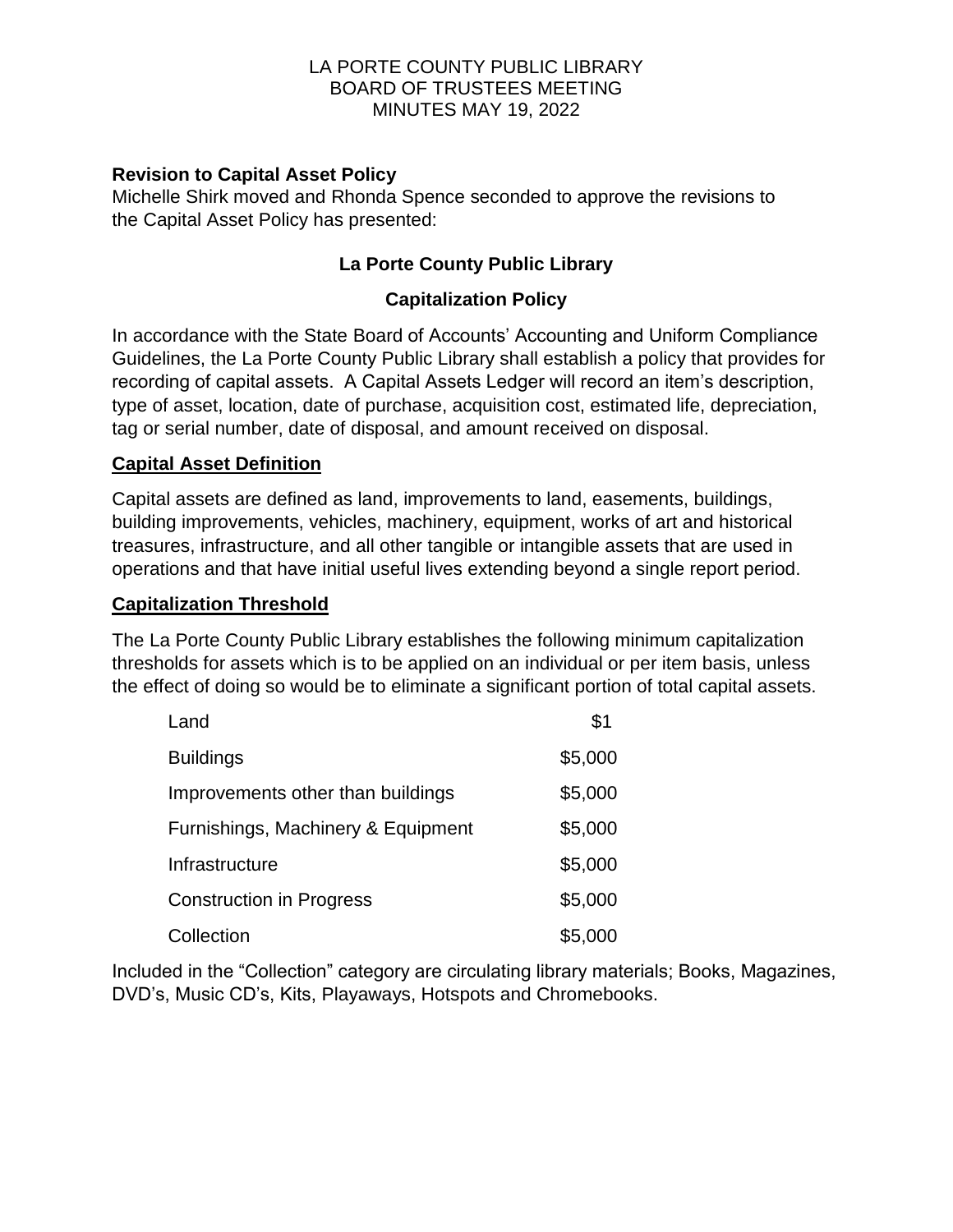LA PORTE COUNTY PUBLIC LIBRARY
BOARD OF TRUSTEES MEETING
MINUTES MAY 19, 2022

**Revision to Capital Asset Policy**

Michelle Shirk moved and Rhonda Spence seconded to approve the revisions to the Capital Asset Policy has presented:

**La Porte County Public Library**

**Capitalization Policy**

In accordance with the State Board of Accounts' Accounting and Uniform Compliance Guidelines, the La Porte County Public Library shall establish a policy that provides for recording of capital assets. A Capital Assets Ledger will record an item's description, type of asset, location, date of purchase, acquisition cost, estimated life, depreciation, tag or serial number, date of disposal, and amount received on disposal.

**Capital Asset Definition**

Capital assets are defined as land, improvements to land, easements, buildings, building improvements, vehicles, machinery, equipment, works of art and historical treasures, infrastructure, and all other tangible or intangible assets that are used in operations and that have initial useful lives extending beyond a single report period.

**Capitalization Threshold**

The La Porte County Public Library establishes the following minimum capitalization thresholds for assets which is to be applied on an individual or per item basis, unless the effect of doing so would be to eliminate a significant portion of total capital assets.

| | |
|---|---|
| Land | $1 |
| Buildings | $5,000 |
| Improvements other than buildings | $5,000 |
| Furnishings, Machinery & Equipment | $5,000 |
| Infrastructure | $5,000 |
| Construction in Progress | $5,000 |
| Collection | $5,000 |

Included in the "Collection" category are circulating library materials; Books, Magazines, DVD's, Music CD's, Kits, Playaways, Hotspots and Chromebooks.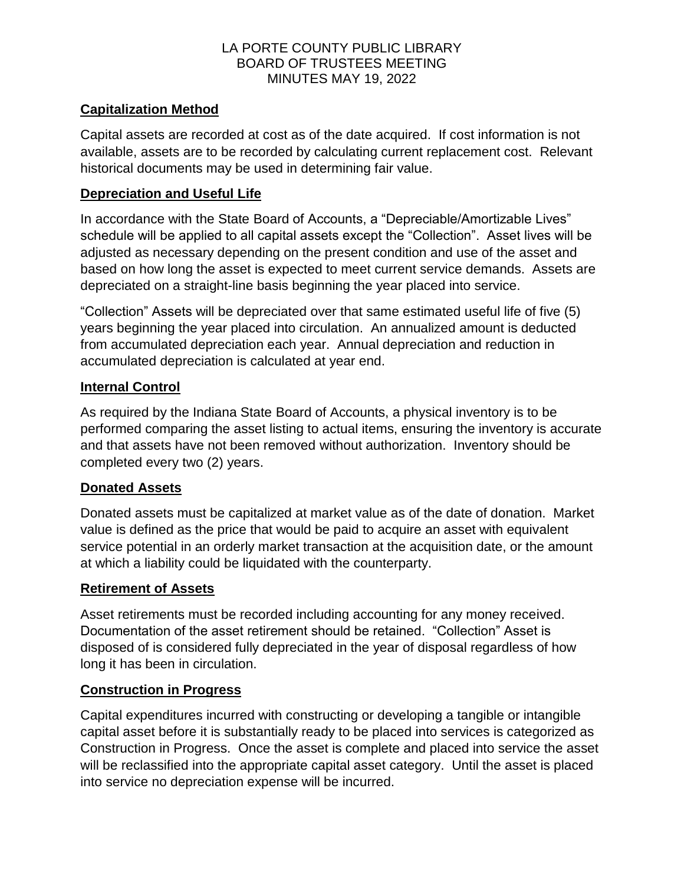## Capitalization Method

Capital assets are recorded at cost as of the date acquired. If cost information is not available, assets are to be recorded by calculating current replacement cost. Relevant historical documents may be used in determining fair value.

## Depreciation and Useful Life

In accordance with the State Board of Accounts, a "Depreciable/Amortizable Lives" schedule will be applied to all capital assets except the "Collection". Asset lives will be adjusted as necessary depending on the present condition and use of the asset and based on how long the asset is expected to meet current service demands. Assets are depreciated on a straight-line basis beginning the year placed into service.

"Collection" Assets will be depreciated over that same estimated useful life of five (5) years beginning the year placed into circulation. An annualized amount is deducted from accumulated depreciation each year. Annual depreciation and reduction in accumulated depreciation is calculated at year end.

## Internal Control

As required by the Indiana State Board of Accounts, a physical inventory is to be performed comparing the asset listing to actual items, ensuring the inventory is accurate and that assets have not been removed without authorization. Inventory should be completed every two (2) years.

## Donated Assets

Donated assets must be capitalized at market value as of the date of donation. Market value is defined as the price that would be paid to acquire an asset with equivalent service potential in an orderly market transaction at the acquisition date, or the amount at which a liability could be liquidated with the counterparty.

## Retirement of Assets

Asset retirements must be recorded including accounting for any money received. Documentation of the asset retirement should be retained. "Collection" Asset is disposed of is considered fully depreciated in the year of disposal regardless of how long it has been in circulation.

## Construction in Progress

Capital expenditures incurred with constructing or developing a tangible or intangible capital asset before it is substantially ready to be placed into services is categorized as Construction in Progress. Once the asset is complete and placed into service the asset will be reclassified into the appropriate capital asset category. Until the asset is placed into service no depreciation expense will be incurred.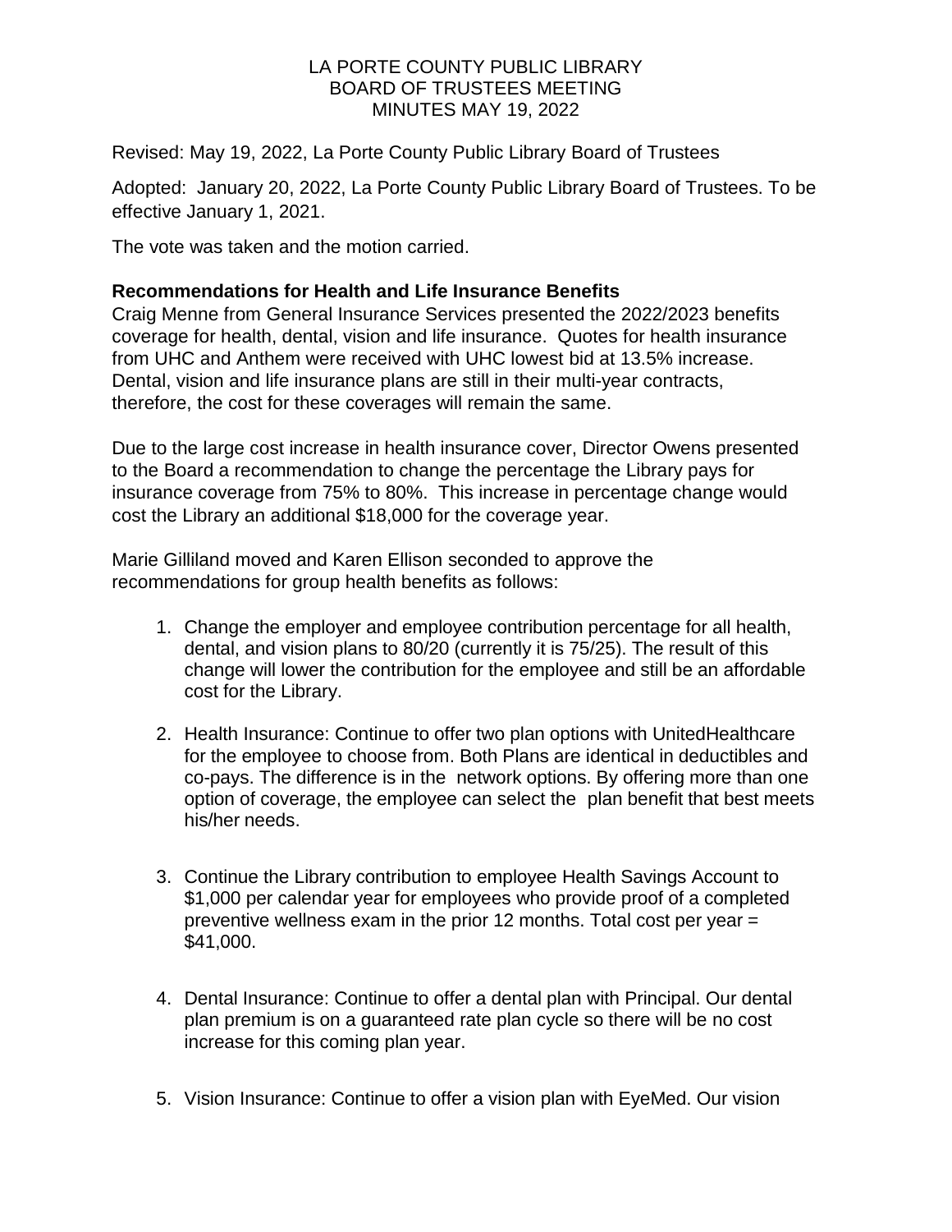LA PORTE COUNTY PUBLIC LIBRARY
BOARD OF TRUSTEES MEETING
MINUTES MAY 19, 2022

Revised: May 19, 2022, La Porte County Public Library Board of Trustees

Adopted: January 20, 2022, La Porte County Public Library Board of Trustees. To be effective January 1, 2021.

The vote was taken and the motion carried.

**Recommendations for Health and Life Insurance Benefits**
Craig Menne from General Insurance Services presented the 2022/2023 benefits coverage for health, dental, vision and life insurance. Quotes for health insurance from UHC and Anthem were received with UHC lowest bid at 13.5% increase. Dental, vision and life insurance plans are still in their multi-year contracts, therefore, the cost for these coverages will remain the same.

Due to the large cost increase in health insurance cover, Director Owens presented to the Board a recommendation to change the percentage the Library pays for insurance coverage from 75% to 80%. This increase in percentage change would cost the Library an additional $18,000 for the coverage year.

Marie Gilliland moved and Karen Ellison seconded to approve the recommendations for group health benefits as follows:

1. Change the employer and employee contribution percentage for all health, dental, and vision plans to 80/20 (currently it is 75/25). The result of this change will lower the contribution for the employee and still be an affordable cost for the Library.

2. Health Insurance: Continue to offer two plan options with UnitedHealthcare for the employee to choose from. Both Plans are identical in deductibles and co-pays. The difference is in the network options. By offering more than one option of coverage, the employee can select the plan benefit that best meets his/her needs.

3. Continue the Library contribution to employee Health Savings Account to $1,000 per calendar year for employees who provide proof of a completed preventive wellness exam in the prior 12 months. Total cost per year = $41,000.

4. Dental Insurance: Continue to offer a dental plan with Principal. Our dental plan premium is on a guaranteed rate plan cycle so there will be no cost increase for this coming plan year.

5. Vision Insurance: Continue to offer a vision plan with EyeMed. Our vision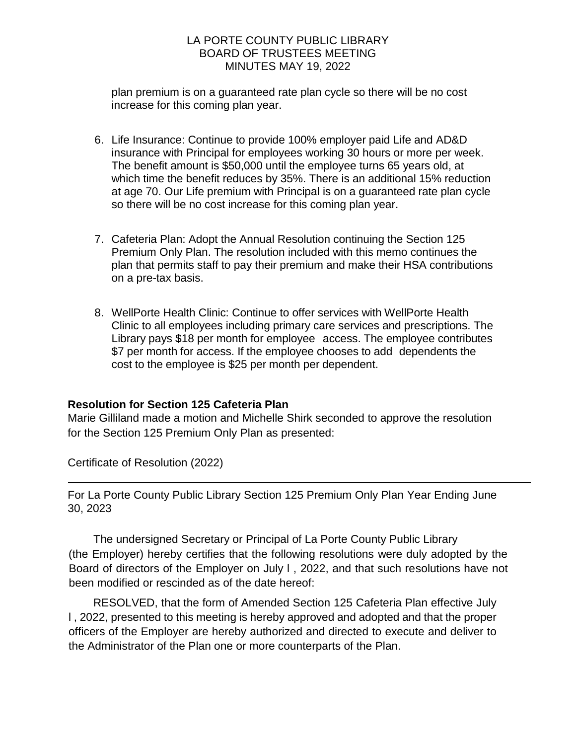plan premium is on a guaranteed rate plan cycle so there will be no cost increase for this coming plan year.

6. Life Insurance: Continue to provide 100% employer paid Life and AD&D insurance with Principal for employees working 30 hours or more per week. The benefit amount is $50,000 until the employee turns 65 years old, at which time the benefit reduces by 35%. There is an additional 15% reduction at age 70. Our Life premium with Principal is on a guaranteed rate plan cycle so there will be no cost increase for this coming plan year.

7. Cafeteria Plan: Adopt the Annual Resolution continuing the Section 125 Premium Only Plan. The resolution included with this memo continues the plan that permits staff to pay their premium and make their HSA contributions on a pre-tax basis.

8. WellPorte Health Clinic: Continue to offer services with WellPorte Health Clinic to all employees including primary care services and prescriptions. The Library pays $18 per month for employee access. The employee contributes $7 per month for access. If the employee chooses to add dependents the cost to the employee is $25 per month per dependent.

**Resolution for Section 125 Cafeteria Plan**

Marie Gilliland made a motion and Michelle Shirk seconded to approve the resolution for the Section 125 Premium Only Plan as presented:

Certificate of Resolution (2022)

---

For La Porte County Public Library Section 125 Premium Only Plan Year Ending June 30, 2023

The undersigned Secretary or Principal of La Porte County Public Library (the Employer) hereby certifies that the following resolutions were duly adopted by the Board of directors of the Employer on July l , 2022, and that such resolutions have not been modified or rescinded as of the date hereof:

RESOLVED, that the form of Amended Section 125 Cafeteria Plan effective July l , 2022, presented to this meeting is hereby approved and adopted and that the proper officers of the Employer are hereby authorized and directed to execute and deliver to the Administrator of the Plan one or more counterparts of the Plan.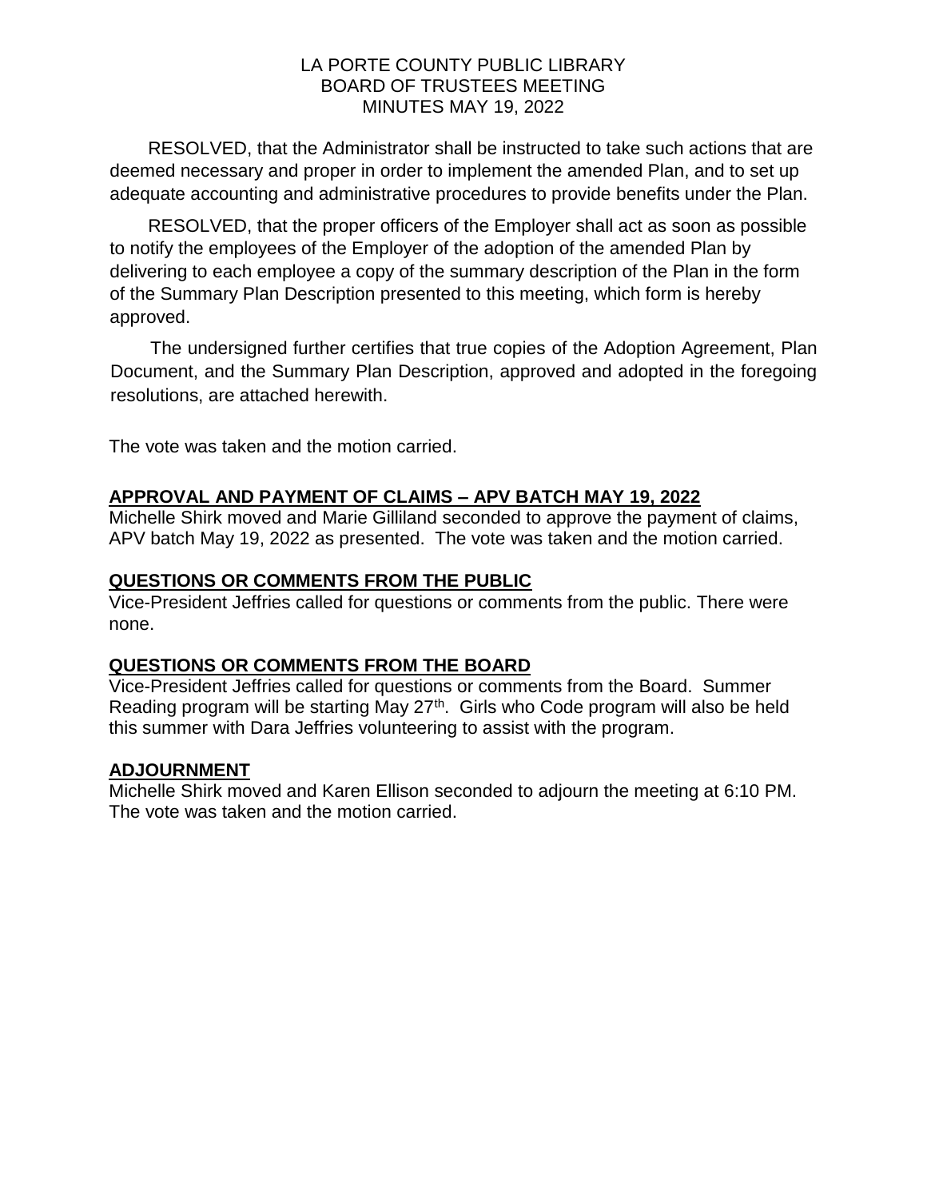LA PORTE COUNTY PUBLIC LIBRARY
BOARD OF TRUSTEES MEETING
MINUTES MAY 19, 2022

RESOLVED, that the Administrator shall be instructed to take such actions that are deemed necessary and proper in order to implement the amended Plan, and to set up adequate accounting and administrative procedures to provide benefits under the Plan.

RESOLVED, that the proper officers of the Employer shall act as soon as possible to notify the employees of the Employer of the adoption of the amended Plan by delivering to each employee a copy of the summary description of the Plan in the form of the Summary Plan Description presented to this meeting, which form is hereby approved.

The undersigned further certifies that true copies of the Adoption Agreement, Plan Document, and the Summary Plan Description, approved and adopted in the foregoing resolutions, are attached herewith.

The vote was taken and the motion carried.

## APPROVAL AND PAYMENT OF CLAIMS – APV BATCH MAY 19, 2022

Michelle Shirk moved and Marie Gilliland seconded to approve the payment of claims, APV batch May 19, 2022 as presented. The vote was taken and the motion carried.

## QUESTIONS OR COMMENTS FROM THE PUBLIC

Vice-President Jeffries called for questions or comments from the public. There were none.

## QUESTIONS OR COMMENTS FROM THE BOARD

Vice-President Jeffries called for questions or comments from the Board. Summer Reading program will be starting May 27th. Girls who Code program will also be held this summer with Dara Jeffries volunteering to assist with the program.

## ADJOURNMENT

Michelle Shirk moved and Karen Ellison seconded to adjourn the meeting at 6:10 PM. The vote was taken and the motion carried.